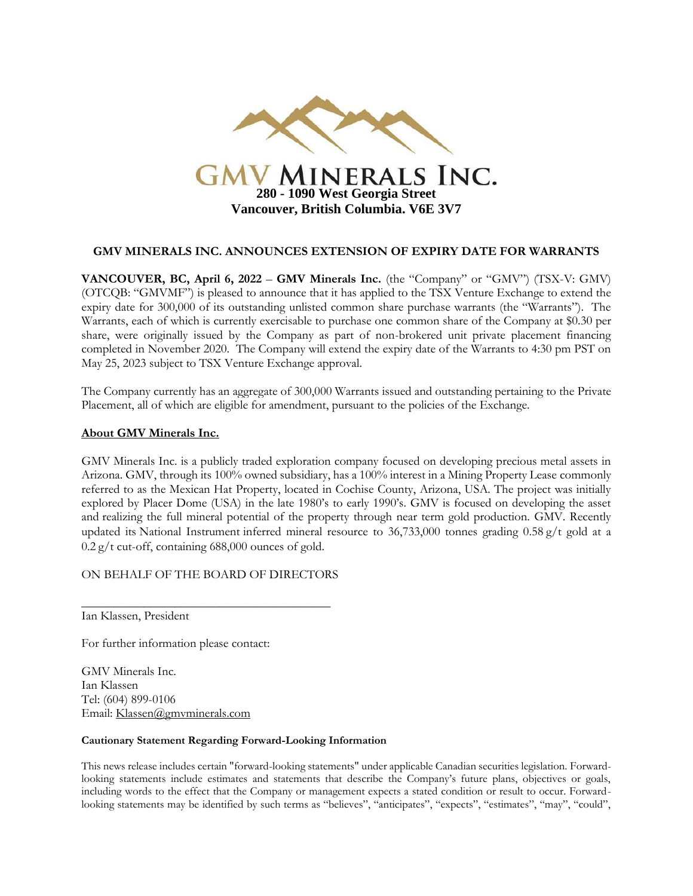# GMV MINERALS INC.

**280 - 1090 West Georgia Street**
**Vancouver, British Columbia. V6E 3V7**

## GMV MINERALS INC. ANNOUNCES EXTENSION OF EXPIRY DATE FOR WARRANTS

**VANCOUVER, BC, April 6, 2022** – **GMV Minerals Inc.** (the "Company" or "GMV") (TSX-V: GMV) (OTCQB: "GMVMF") is pleased to announce that it has applied to the TSX Venture Exchange to extend the expiry date for 300,000 of its outstanding unlisted common share purchase warrants (the "Warrants"). The Warrants, each of which is currently exercisable to purchase one common share of the Company at $0.30 per share, were originally issued by the Company as part of non-brokered unit private placement financing completed in November 2020. The Company will extend the expiry date of the Warrants to 4:30 pm PST on May 25, 2023 subject to TSX Venture Exchange approval.

The Company currently has an aggregate of 300,000 Warrants issued and outstanding pertaining to the Private Placement, all of which are eligible for amendment, pursuant to the policies of the Exchange.

**About GMV Minerals Inc.**

GMV Minerals Inc. is a publicly traded exploration company focused on developing precious metal assets in Arizona. GMV, through its 100% owned subsidiary, has a 100% interest in a Mining Property Lease commonly referred to as the Mexican Hat Property, located in Cochise County, Arizona, USA. The project was initially explored by Placer Dome (USA) in the late 1980's to early 1990's. GMV is focused on developing the asset and realizing the full mineral potential of the property through near term gold production. GMV. Recently updated its National Instrument inferred mineral resource to 36,733,000 tonnes grading 0.58 g/t gold at a 0.2 g/t cut-off, containing 688,000 ounces of gold.

ON BEHALF OF THE BOARD OF DIRECTORS

\_\_\_\_\_\_\_\_\_\_\_\_\_\_\_\_\_\_\_\_\_\_\_\_\_\_\_\_\_\_\_\_\_\_\_\_\_\_\_\_

Ian Klassen, President

For further information please contact:

GMV Minerals Inc.
Ian Klassen
Tel: (604) 899-0106
Email: Klassen@gmvminerals.com

**Cautionary Statement Regarding Forward-Looking Information**

This news release includes certain "forward-looking statements" under applicable Canadian securities legislation. Forward-looking statements include estimates and statements that describe the Company's future plans, objectives or goals, including words to the effect that the Company or management expects a stated condition or result to occur. Forward-looking statements may be identified by such terms as "believes", "anticipates", "expects", "estimates", "may", "could",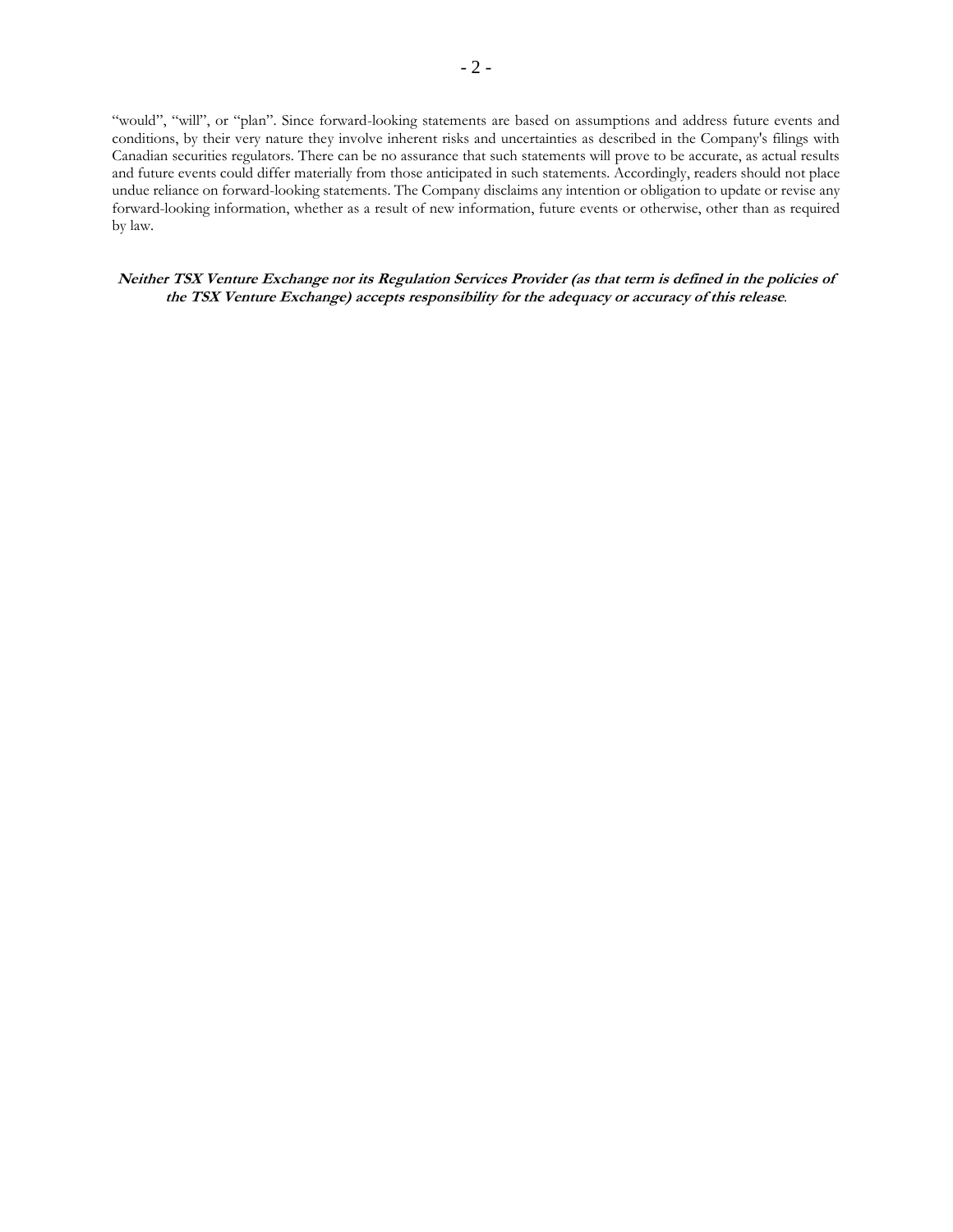"would", "will", or "plan". Since forward-looking statements are based on assumptions and address future events and conditions, by their very nature they involve inherent risks and uncertainties as described in the Company's filings with Canadian securities regulators. There can be no assurance that such statements will prove to be accurate, as actual results and future events could differ materially from those anticipated in such statements. Accordingly, readers should not place undue reliance on forward-looking statements. The Company disclaims any intention or obligation to update or revise any forward-looking information, whether as a result of new information, future events or otherwise, other than as required by law.

***Neither TSX Venture Exchange nor its Regulation Services Provider (as that term is defined in the policies of the TSX Venture Exchange) accepts responsibility for the adequacy or accuracy of this release.***